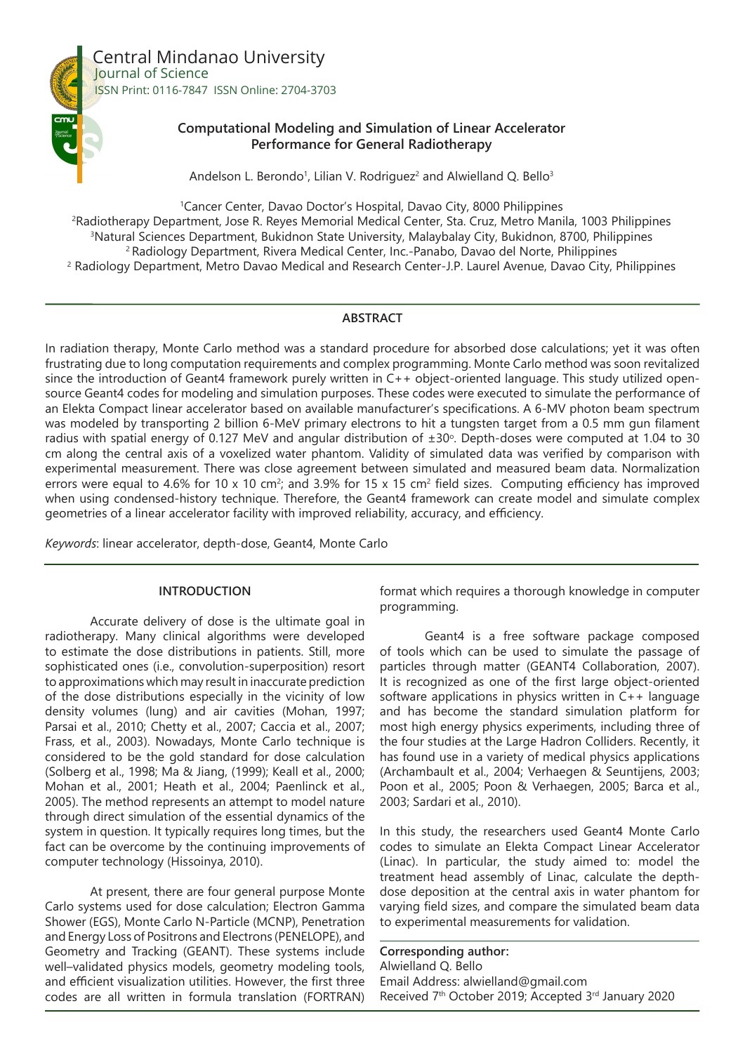# Computational Modeling and Simulation of Linear Accelerator Performance for General Radiotherapy

Andelson L. Berondo[1], Lilian V. Rodriguez[2] and Alwielland Q. Bello[3]

[1]Cancer Center, Davao Doctor's Hospital, Davao City, 8000 Philippines
[2]Radiotherapy Department, Jose R. Reyes Memorial Medical Center, Sta. Cruz, Metro Manila, 1003 Philippines
[3]Natural Sciences Department, Bukidnon State University, Malaybalay City, Bukidnon, 8700, Philippines
[2] Radiology Department, Rivera Medical Center, Inc.-Panabo, Davao del Norte, Philippines
[2] Radiology Department, Metro Davao Medical and Research Center-J.P. Laurel Avenue, Davao City, Philippines

## ABSTRACT

In radiation therapy, Monte Carlo method was a standard procedure for absorbed dose calculations; yet it was often frustrating due to long computation requirements and complex programming. Monte Carlo method was soon revitalized since the introduction of Geant4 framework purely written in C++ object-oriented language. This study utilized open-source Geant4 codes for modeling and simulation purposes. These codes were executed to simulate the performance of an Elekta Compact linear accelerator based on available manufacturer's specifications. A 6-MV photon beam spectrum was modeled by transporting 2 billion 6-MeV primary electrons to hit a tungsten target from a 0.5 mm gun filament radius with spatial energy of 0.127 MeV and angular distribution of ±30°. Depth-doses were computed at 1.04 to 30 cm along the central axis of a voxelized water phantom. Validity of simulated data was verified by comparison with experimental measurement. There was close agreement between simulated and measured beam data. Normalization errors were equal to 4.6% for 10 x 10 cm$^2$; and 3.9% for 15 x 15 cm$^2$ field sizes. Computing efficiency has improved when using condensed-history technique. Therefore, the Geant4 framework can create model and simulate complex geometries of a linear accelerator facility with improved reliability, accuracy, and efficiency.

*Keywords*: linear accelerator, depth-dose, Geant4, Monte Carlo

## INTRODUCTION

Accurate delivery of dose is the ultimate goal in radiotherapy. Many clinical algorithms were developed to estimate the dose distributions in patients. Still, more sophisticated ones (i.e., convolution-superposition) resort to approximations which may result in inaccurate prediction of the dose distributions especially in the vicinity of low density volumes (lung) and air cavities (Mohan, 1997; Parsai et al., 2010; Chetty et al., 2007; Caccia et al., 2007; Frass, et al., 2003). Nowadays, Monte Carlo technique is considered to be the gold standard for dose calculation (Solberg et al., 1998; Ma & Jiang, (1999); Keall et al., 2000; Mohan et al., 2001; Heath et al., 2004; Paenlinck et al., 2005). The method represents an attempt to model nature through direct simulation of the essential dynamics of the system in question. It typically requires long times, but the fact can be overcome by the continuing improvements of computer technology (Hissoinya, 2010).

At present, there are four general purpose Monte Carlo systems used for dose calculation; Electron Gamma Shower (EGS), Monte Carlo N-Particle (MCNP), Penetration and Energy Loss of Positrons and Electrons (PENELOPE), and Geometry and Tracking (GEANT). These systems include well–validated physics models, geometry modeling tools, and efficient visualization utilities. However, the first three codes are all written in formula translation (FORTRAN) format which requires a thorough knowledge in computer programming.

Geant4 is a free software package composed of tools which can be used to simulate the passage of particles through matter (GEANT4 Collaboration, 2007). It is recognized as one of the first large object-oriented software applications in physics written in C++ language and has become the standard simulation platform for most high energy physics experiments, including three of the four studies at the Large Hadron Colliders. Recently, it has found use in a variety of medical physics applications (Archambault et al., 2004; Verhaegen & Seuntijens, 2003; Poon et al., 2005; Poon & Verhaegen, 2005; Barca et al., 2003; Sardari et al., 2010).

In this study, the researchers used Geant4 Monte Carlo codes to simulate an Elekta Compact Linear Accelerator (Linac). In particular, the study aimed to: model the treatment head assembly of Linac, calculate the depth-dose deposition at the central axis in water phantom for varying field sizes, and compare the simulated beam data to experimental measurements for validation.

**Corresponding author:**
Alwielland Q. Bello
Email Address: alwielland@gmail.com
Received 7th October 2019; Accepted 3rd January 2020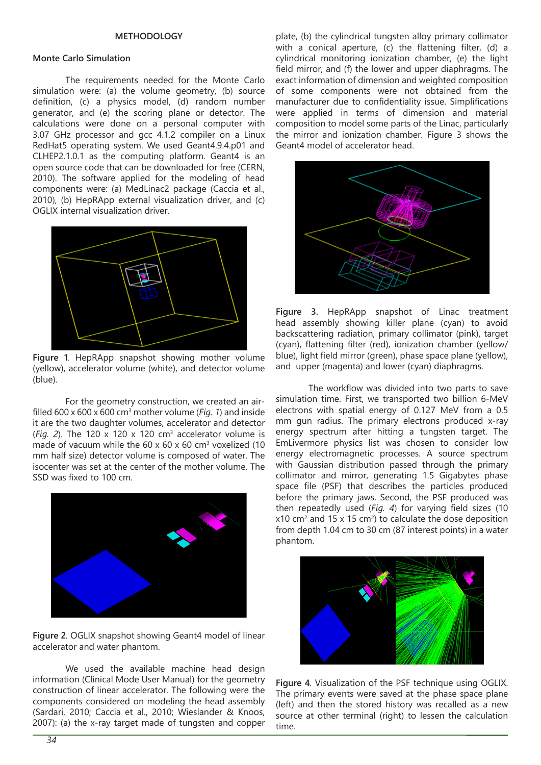## METHODOLOGY

### Monte Carlo Simulation

The requirements needed for the Monte Carlo simulation were: (a) the volume geometry, (b) source definition, (c) a physics model, (d) random number generator, and (e) the scoring plane or detector. The calculations were done on a personal computer with 3.07 GHz processor and gcc 4.1.2 compiler on a Linux RedHat5 operating system. We used Geant4.9.4.p01 and CLHEP2.1.0.1 as the computing platform. Geant4 is an open source code that can be downloaded for free (CERN, 2010). The software applied for the modeling of head components were: (a) MedLinac2 package (Caccia et al., 2010), (b) HepRApp external visualization driver, and (c) OGLIX internal visualization driver.

**Figure 1**. HepRApp snapshot showing mother volume (yellow), accelerator volume (white), and detector volume (blue).

For the geometry construction, we created an air-filled 600 x 600 x 600 $cm^3$ mother volume (*Fig. 1*) and inside it are the two daughter volumes, accelerator and detector (*Fig. 2*). The 120 x 120 x 120 $cm^3$ accelerator volume is made of vacuum while the 60 x 60 x 60 $cm^3$ voxelized (10 mm half size) detector volume is composed of water. The isocenter was set at the center of the mother volume. The SSD was fixed to 100 cm.

**Figure 2**. OGLIX snapshot showing Geant4 model of linear accelerator and water phantom.

We used the available machine head design information (Clinical Mode User Manual) for the geometry construction of linear accelerator. The following were the components considered on modeling the head assembly (Sardari, 2010; Caccia et al., 2010; Wieslander & Knoos, 2007): (a) the x-ray target made of tungsten and copper plate, (b) the cylindrical tungsten alloy primary collimator with a conical aperture, (c) the flattening filter, (d) a cylindrical monitoring ionization chamber, (e) the light field mirror, and (f) the lower and upper diaphragms. The exact information of dimension and weighted composition of some components were not obtained from the manufacturer due to confidentiality issue. Simplifications were applied in terms of dimension and material composition to model some parts of the Linac, particularly the mirror and ionization chamber. Figure 3 shows the Geant4 model of accelerator head.

**Figure 3.** HepRApp snapshot of Linac treatment head assembly showing killer plane (cyan) to avoid backscattering radiation, primary collimator (pink), target (cyan), flattening filter (red), ionization chamber (yellow/blue), light field mirror (green), phase space plane (yellow), and upper (magenta) and lower (cyan) diaphragms.

The workflow was divided into two parts to save simulation time. First, we transported two billion 6-MeV electrons with spatial energy of 0.127 MeV from a 0.5 mm gun radius. The primary electrons produced x-ray energy spectrum after hitting a tungsten target. The EmLivermore physics list was chosen to consider low energy electromagnetic processes. A source spectrum with Gaussian distribution passed through the primary collimator and mirror, generating 1.5 Gigabytes phase space file (PSF) that describes the particles produced before the primary jaws. Second, the PSF produced was then repeatedly used (*Fig. 4*) for varying field sizes (10 x10 $cm^2$ and 15 x 15 $cm^2$) to calculate the dose deposition from depth 1.04 cm to 30 cm (87 interest points) in a water phantom.

**Figure 4**. Visualization of the PSF technique using OGLIX. The primary events were saved at the phase space plane (left) and then the stored history was recalled as a new source at other terminal (right) to lessen the calculation time.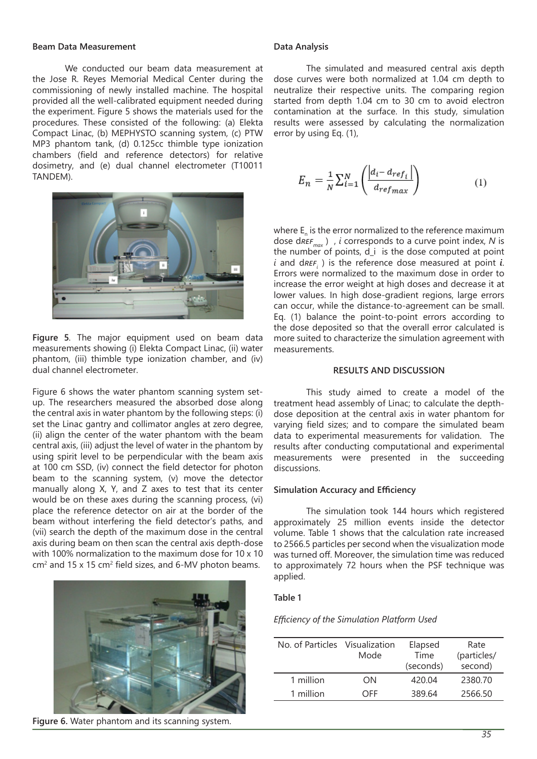### Beam Data Measurement

We conducted our beam data measurement at the Jose R. Reyes Memorial Medical Center during the commissioning of newly installed machine. The hospital provided all the well-calibrated equipment needed during the experiment. Figure 5 shows the materials used for the procedures. These consisted of the following: (a) Elekta Compact Linac, (b) MEPHYSTO scanning system, (c) PTW MP3 phantom tank, (d) 0.125cc thimble type ionization chambers (field and reference detectors) for relative dosimetry, and (e) dual channel electrometer (T10011 TANDEM).

**Figure 5**. The major equipment used on beam data measurements showing (i) Elekta Compact Linac, (ii) water phantom, (iii) thimble type ionization chamber, and (iv) dual channel electrometer.

Figure 6 shows the water phantom scanning system set-up. The researchers measured the absorbed dose along the central axis in water phantom by the following steps: (i) set the Linac gantry and collimator angles at zero degree, (ii) align the center of the water phantom with the beam central axis, (iii) adjust the level of water in the phantom by using spirit level to be perpendicular with the beam axis at 100 cm SSD, (iv) connect the field detector for photon beam to the scanning system, (v) move the detector manually along X, Y, and Z axes to test that its center would be on these axes during the scanning process, (vi) place the reference detector on air at the border of the beam without interfering the field detector's paths, and (vii) search the depth of the maximum dose in the central axis during beam on then scan the central axis depth-dose with 100% normalization to the maximum dose for 10 x 10 $cm^2$ and 15 x 15 $cm^2$ field sizes, and 6-MV photon beams.

**Figure 6.** Water phantom and its scanning system.

### Data Analysis

The simulated and measured central axis depth dose curves were both normalized at 1.04 cm depth to neutralize their respective units. The comparing region started from depth 1.04 cm to 30 cm to avoid electron contamination at the surface. In this study, simulation results were assessed by calculating the normalization error by using Eq. (1),

$$E_n = \frac{1}{N}\sum_{i=1}^{N}\left(\frac{\left|d_i - d_{ref_i}\right|}{d_{ref_{max}}}\right) \qquad (1)$$

where $E_n$ is the error normalized to the reference maximum dose $d_{REF_{max}}$) , *i* corresponds to a curve point index, *N* is the number of points, d_i is the dose computed at point *i* and $d_{REF_i}$ ) is the reference dose measured at point ***i***. Errors were normalized to the maximum dose in order to increase the error weight at high doses and decrease it at lower values. In high dose-gradient regions, large errors can occur, while the distance-to-agreement can be small. Eq. (1) balance the point-to-point errors according to the dose deposited so that the overall error calculated is more suited to characterize the simulation agreement with measurements.

## RESULTS AND DISCUSSION

This study aimed to create a model of the treatment head assembly of Linac; to calculate the depth-dose deposition at the central axis in water phantom for varying field sizes; and to compare the simulated beam data to experimental measurements for validation. The results after conducting computational and experimental measurements were presented in the succeeding discussions.

### Simulation Accuracy and Efficiency

The simulation took 144 hours which registered approximately 25 million events inside the detector volume. Table 1 shows that the calculation rate increased to 2566.5 particles per second when the visualization mode was turned off. Moreover, the simulation time was reduced to approximately 72 hours when the PSF technique was applied.

**Table 1**

*Efficiency of the Simulation Platform Used*

| No. of Particles | Visualization Mode | Elapsed Time (seconds) | Rate (particles/ second) |
|---|---|---|---|
| 1 million | ON | 420.04 | 2380.70 |
| 1 million | OFF | 389.64 | 2566.50 |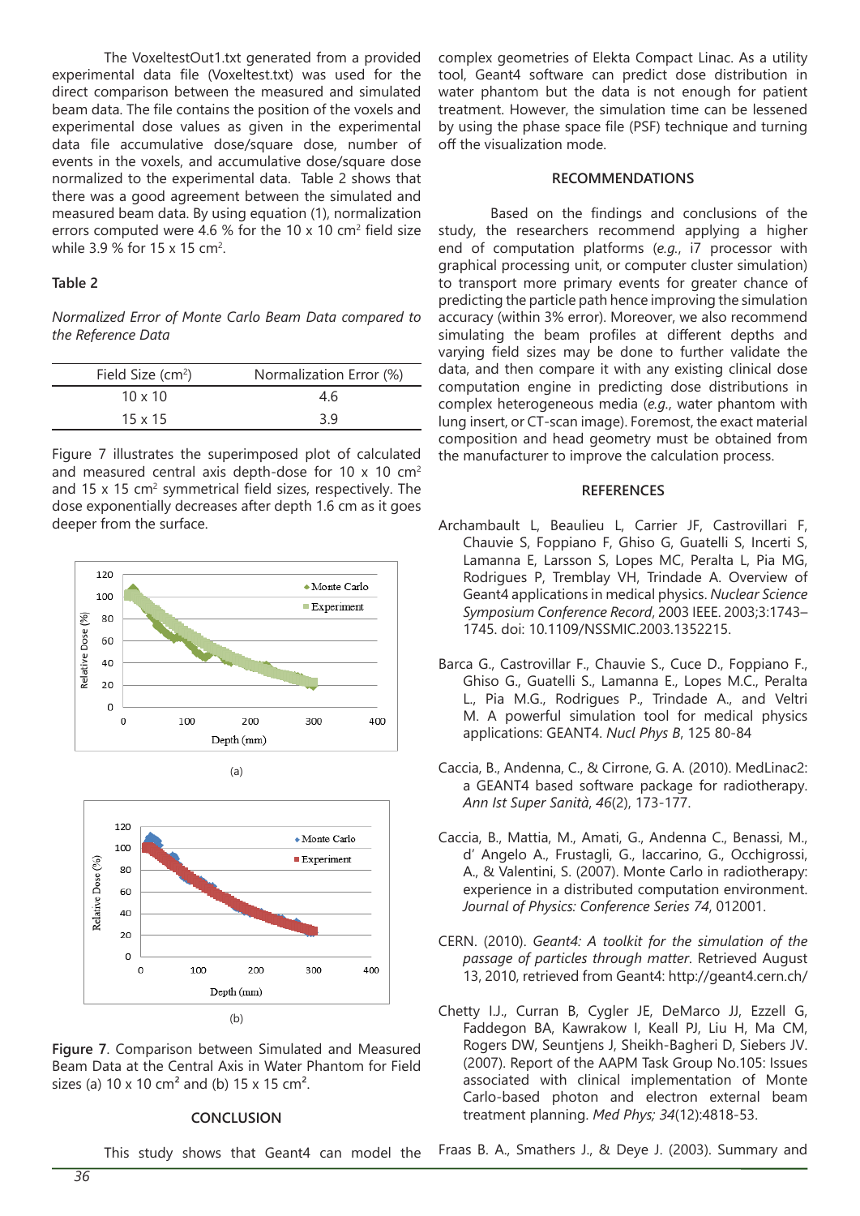The VoxeltestOut1.txt generated from a provided experimental data file (Voxeltest.txt) was used for the direct comparison between the measured and simulated beam data. The file contains the position of the voxels and experimental dose values as given in the experimental data file accumulative dose/square dose, number of events in the voxels, and accumulative dose/square dose normalized to the experimental data. Table 2 shows that there was a good agreement between the simulated and measured beam data. By using equation (1), normalization errors computed were 4.6 % for the 10 x 10 cm$^2$ field size while 3.9 % for 15 x 15 cm$^2$.

**Table 2**

*Normalized Error of Monte Carlo Beam Data compared to the Reference Data*

| Field Size (cm$^2$) | Normalization Error (%) |
|---|---|
| 10 x 10 | 4.6 |
| 15 x 15 | 3.9 |

Figure 7 illustrates the superimposed plot of calculated and measured central axis depth-dose for 10 x 10 cm$^2$ and 15 x 15 cm$^2$ symmetrical field sizes, respectively. The dose exponentially decreases after depth 1.6 cm as it goes deeper from the surface.

(a)

(b)

**Figure 7**. Comparison between Simulated and Measured Beam Data at the Central Axis in Water Phantom for Field sizes (a) 10 x 10 cm² and (b) 15 x 15 cm².

## CONCLUSION

This study shows that Geant4 can model the complex geometries of Elekta Compact Linac. As a utility tool, Geant4 software can predict dose distribution in water phantom but the data is not enough for patient treatment. However, the simulation time can be lessened by using the phase space file (PSF) technique and turning off the visualization mode.

## RECOMMENDATIONS

Based on the findings and conclusions of the study, the researchers recommend applying a higher end of computation platforms (*e.g.*, i7 processor with graphical processing unit, or computer cluster simulation) to transport more primary events for greater chance of predicting the particle path hence improving the simulation accuracy (within 3% error). Moreover, we also recommend simulating the beam profiles at different depths and varying field sizes may be done to further validate the data, and then compare it with any existing clinical dose computation engine in predicting dose distributions in complex heterogeneous media (*e.g.*, water phantom with lung insert, or CT-scan image). Foremost, the exact material composition and head geometry must be obtained from the manufacturer to improve the calculation process.

## REFERENCES

Archambault L, Beaulieu L, Carrier JF, Castrovillari F, Chauvie S, Foppiano F, Ghiso G, Guatelli S, Incerti S, Lamanna E, Larsson S, Lopes MC, Peralta L, Pia MG, Rodrigues P, Tremblay VH, Trindade A. Overview of Geant4 applications in medical physics. *Nuclear Science Symposium Conference Record*, 2003 IEEE. 2003;3:1743–1745. doi: 10.1109/NSSMIC.2003.1352215.

Barca G., Castrovillar F., Chauvie S., Cuce D., Foppiano F., Ghiso G., Guatelli S., Lamanna E., Lopes M.C., Peralta L., Pia M.G., Rodrigues P., Trindade A., and Veltri M. A powerful simulation tool for medical physics applications: GEANT4. *Nucl Phys B*, 125 80-84

Caccia, B., Andenna, C., & Cirrone, G. A. (2010). MedLinac2: a GEANT4 based software package for radiotherapy. *Ann Ist Super Sanità*, *46*(2), 173-177.

Caccia, B., Mattia, M., Amati, G., Andenna C., Benassi, M., d' Angelo A., Frustagli, G., Iaccarino, G., Occhigrossi, A., & Valentini, S. (2007). Monte Carlo in radiotherapy: experience in a distributed computation environment. *Journal of Physics: Conference Series 74*, 012001.

CERN. (2010). *Geant4: A toolkit for the simulation of the passage of particles through matter*. Retrieved August 13, 2010, retrieved from Geant4: http://geant4.cern.ch/

Chetty I.J., Curran B, Cygler JE, DeMarco JJ, Ezzell G, Faddegon BA, Kawrakow I, Keall PJ, Liu H, Ma CM, Rogers DW, Seuntjens J, Sheikh-Bagheri D, Siebers JV. (2007). Report of the AAPM Task Group No.105: Issues associated with clinical implementation of Monte Carlo-based photon and electron external beam treatment planning. *Med Phys; 34*(12):4818-53.

Fraas B. A., Smathers J., & Deye J. (2003). Summary and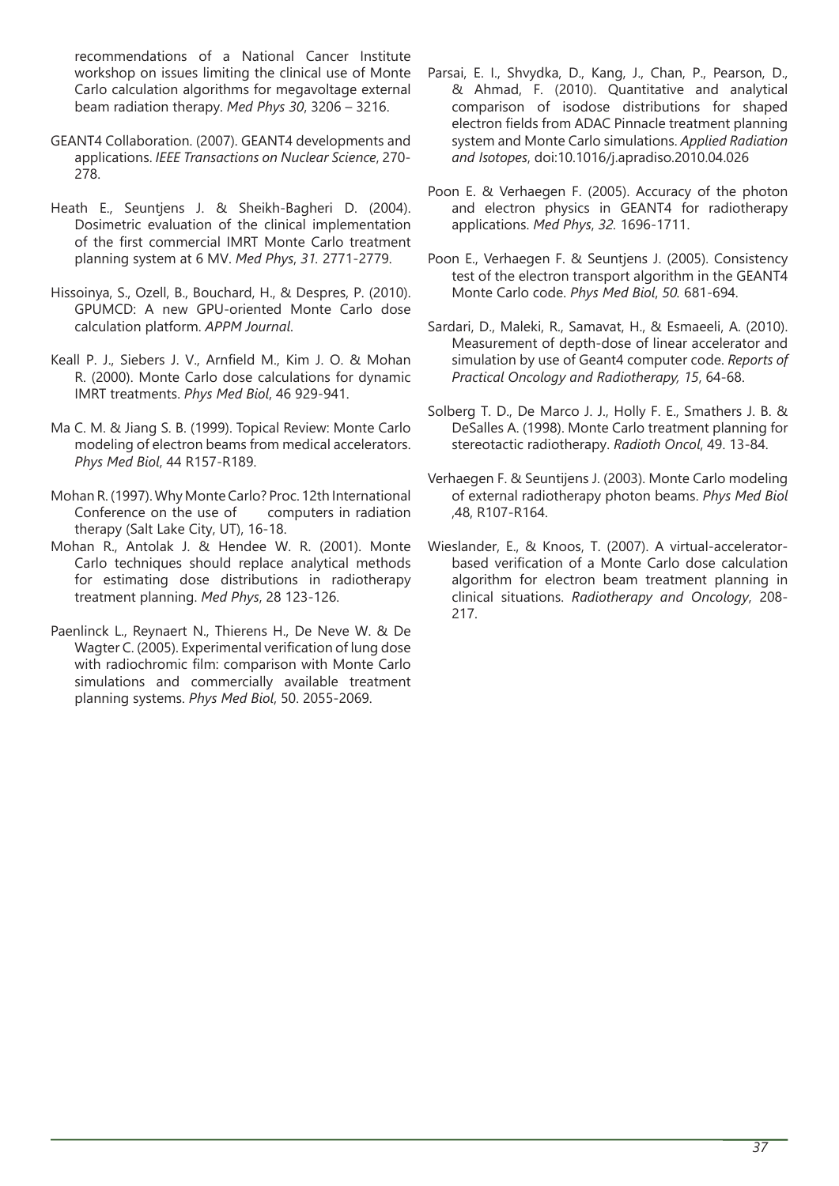recommendations of a National Cancer Institute workshop on issues limiting the clinical use of Monte Carlo calculation algorithms for megavoltage external beam radiation therapy. *Med Phys 30*, 3206 – 3216.

GEANT4 Collaboration. (2007). GEANT4 developments and applications. *IEEE Transactions on Nuclear Science*, 270-278.

Heath E., Seuntjens J. & Sheikh-Bagheri D. (2004). Dosimetric evaluation of the clinical implementation of the first commercial IMRT Monte Carlo treatment planning system at 6 MV. *Med Phys*, *31.* 2771-2779.

Hissoinya, S., Ozell, B., Bouchard, H., & Despres, P. (2010). GPUMCD: A new GPU-oriented Monte Carlo dose calculation platform. *APPM Journal*.

Keall P. J., Siebers J. V., Arnfield M., Kim J. O. & Mohan R. (2000). Monte Carlo dose calculations for dynamic IMRT treatments. *Phys Med Biol*, 46 929-941.

Ma C. M. & Jiang S. B. (1999). Topical Review: Monte Carlo modeling of electron beams from medical accelerators. *Phys Med Biol*, 44 R157-R189.

Mohan R. (1997). Why Monte Carlo? Proc. 12th International Conference on the use of computers in radiation therapy (Salt Lake City, UT), 16-18.

Mohan R., Antolak J. & Hendee W. R. (2001). Monte Carlo techniques should replace analytical methods for estimating dose distributions in radiotherapy treatment planning. *Med Phys*, 28 123-126.

Paenlinck L., Reynaert N., Thierens H., De Neve W. & De Wagter C. (2005). Experimental verification of lung dose with radiochromic film: comparison with Monte Carlo simulations and commercially available treatment planning systems. *Phys Med Biol*, 50. 2055-2069.

Parsai, E. I., Shvydka, D., Kang, J., Chan, P., Pearson, D., & Ahmad, F. (2010). Quantitative and analytical comparison of isodose distributions for shaped electron fields from ADAC Pinnacle treatment planning system and Monte Carlo simulations. *Applied Radiation and Isotopes*, doi:10.1016/j.apradiso.2010.04.026

Poon E. & Verhaegen F. (2005). Accuracy of the photon and electron physics in GEANT4 for radiotherapy applications. *Med Phys*, *32*. 1696-1711.

Poon E., Verhaegen F. & Seuntjens J. (2005). Consistency test of the electron transport algorithm in the GEANT4 Monte Carlo code. *Phys Med Biol*, *50.* 681-694.

Sardari, D., Maleki, R., Samavat, H., & Esmaeeli, A. (2010). Measurement of depth-dose of linear accelerator and simulation by use of Geant4 computer code. *Reports of Practical Oncology and Radiotherapy, 15*, 64-68.

Solberg T. D., De Marco J. J., Holly F. E., Smathers J. B. & DeSalles A. (1998). Monte Carlo treatment planning for stereotactic radiotherapy. *Radioth Oncol*, 49. 13-84.

Verhaegen F. & Seuntijens J. (2003). Monte Carlo modeling of external radiotherapy photon beams. *Phys Med Biol* ,48, R107-R164.

Wieslander, E., & Knoos, T. (2007). A virtual-accelerator-based verification of a Monte Carlo dose calculation algorithm for electron beam treatment planning in clinical situations. *Radiotherapy and Oncology*, 208-217.